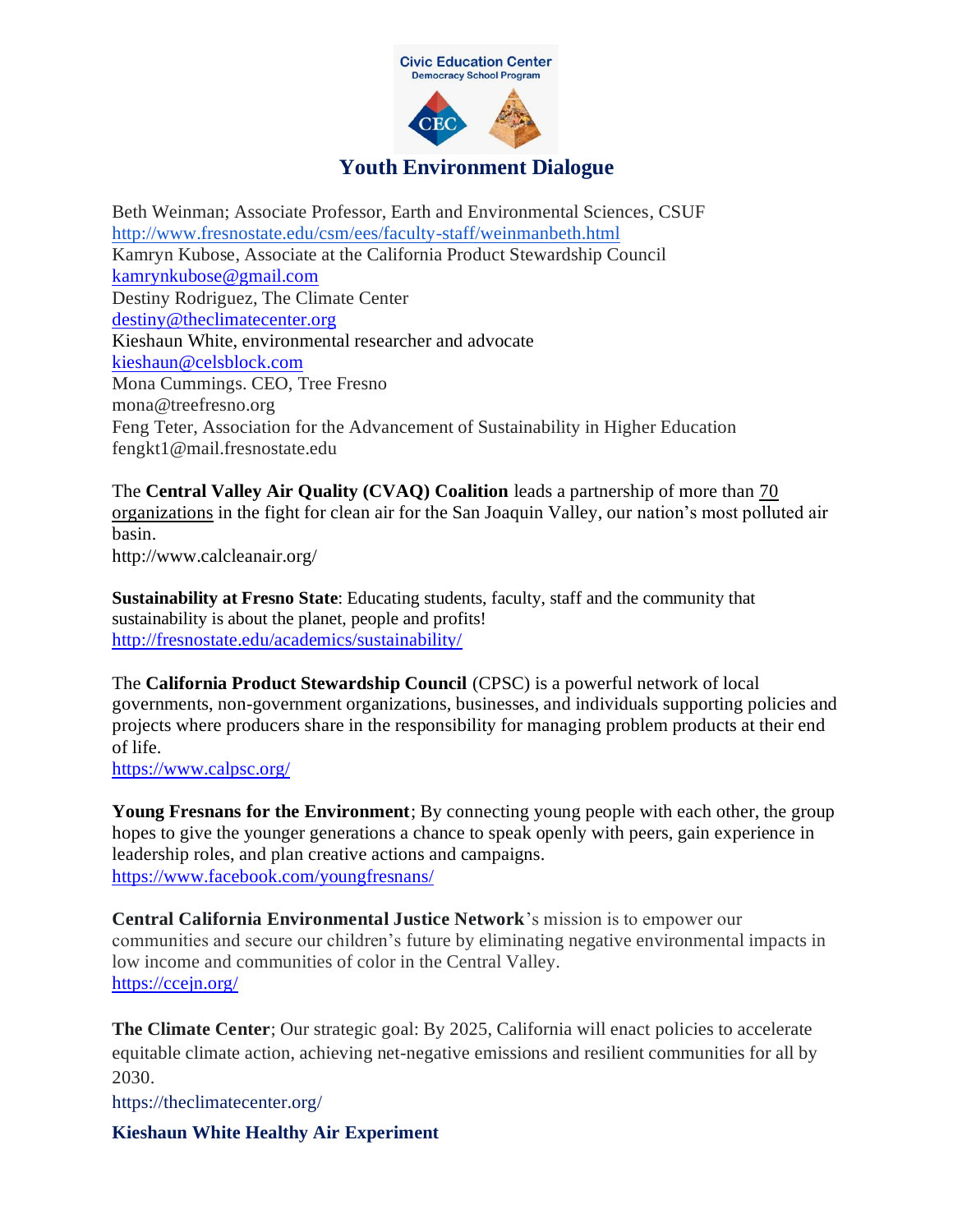Civic Education Center
Democracy School Program

# Youth Environment Dialogue

Beth Weinman; Associate Professor, Earth and Environmental Sciences, CSUF
http://www.fresnostate.edu/csm/ees/faculty-staff/weinmanbeth.html
Kamryn Kubose, Associate at the California Product Stewardship Council
kamrynkubose@gmail.com
Destiny Rodriguez, The Climate Center
destiny@theclimatecenter.org
Kieshaun White, environmental researcher and advocate
kieshaun@celsblock.com
Mona Cummings. CEO, Tree Fresno
mona@treefresno.org
Feng Teter, Association for the Advancement of Sustainability in Higher Education
fengkt1@mail.fresnostate.edu

The **Central Valley Air Quality (CVAQ) Coalition** leads a partnership of more than 70 organizations in the fight for clean air for the San Joaquin Valley, our nation's most polluted air basin.
http://www.calcleanair.org/

**Sustainability at Fresno State**: Educating students, faculty, staff and the community that sustainability is about the planet, people and profits!
http://fresnostate.edu/academics/sustainability/

The **California Product Stewardship Council** (CPSC) is a powerful network of local governments, non-government organizations, businesses, and individuals supporting policies and projects where producers share in the responsibility for managing problem products at their end of life.
https://www.calpsc.org/

**Young Fresnans for the Environment**; By connecting young people with each other, the group hopes to give the younger generations a chance to speak openly with peers, gain experience in leadership roles, and plan creative actions and campaigns.
https://www.facebook.com/youngfresnans/

**Central California Environmental Justice Network**'s mission is to empower our communities and secure our children's future by eliminating negative environmental impacts in low income and communities of color in the Central Valley.
https://ccejn.org/

**The Climate Center**; Our strategic goal: By 2025, California will enact policies to accelerate equitable climate action, achieving net-negative emissions and resilient communities for all by 2030.
https://theclimatecenter.org/

**Kieshaun White Healthy Air Experiment**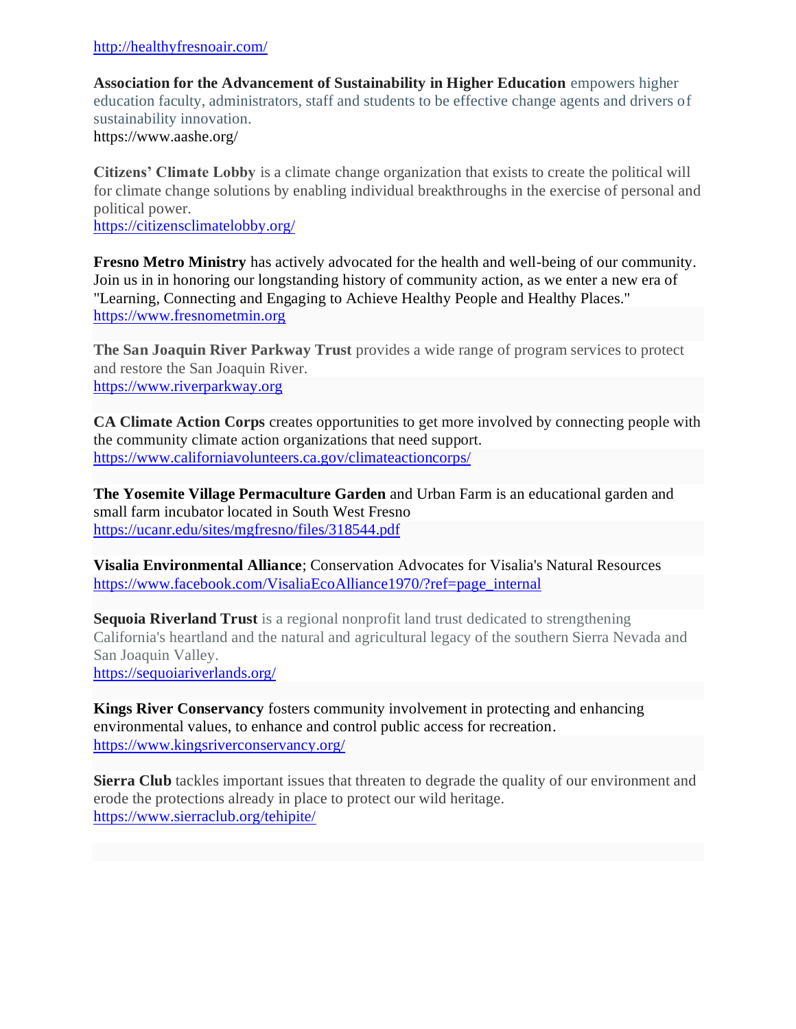http://healthyfresnoair.com/

**Association for the Advancement of Sustainability in Higher Education** empowers higher education faculty, administrators, staff and students to be effective change agents and drivers of sustainability innovation.
https://www.aashe.org/

**Citizens' Climate Lobby** is a climate change organization that exists to create the political will for climate change solutions by enabling individual breakthroughs in the exercise of personal and political power.
https://citizensclimatelobby.org/

**Fresno Metro Ministry** has actively advocated for the health and well-being of our community. Join us in in honoring our longstanding history of community action, as we enter a new era of "Learning, Connecting and Engaging to Achieve Healthy People and Healthy Places."
https://www.fresnometmin.org

**The San Joaquin River Parkway Trust** provides a wide range of program services to protect and restore the San Joaquin River.
https://www.riverparkway.org

**CA Climate Action Corps** creates opportunities to get more involved by connecting people with the community climate action organizations that need support.
https://www.californiavolunteers.ca.gov/climateactioncorps/

**The Yosemite Village Permaculture Garden** and Urban Farm is an educational garden and small farm incubator located in South West Fresno
https://ucanr.edu/sites/mgfresno/files/318544.pdf

**Visalia Environmental Alliance**; Conservation Advocates for Visalia's Natural Resources
https://www.facebook.com/VisaliaEcoAlliance1970/?ref=page_internal

**Sequoia Riverland Trust** is a regional nonprofit land trust dedicated to strengthening California's heartland and the natural and agricultural legacy of the southern Sierra Nevada and San Joaquin Valley.
https://sequoiariverlands.org/

**Kings River Conservancy** fosters community involvement in protecting and enhancing environmental values, to enhance and control public access for recreation.
https://www.kingsriverconservancy.org/

**Sierra Club** tackles important issues that threaten to degrade the quality of our environment and erode the protections already in place to protect our wild heritage.
https://www.sierraclub.org/tehipite/